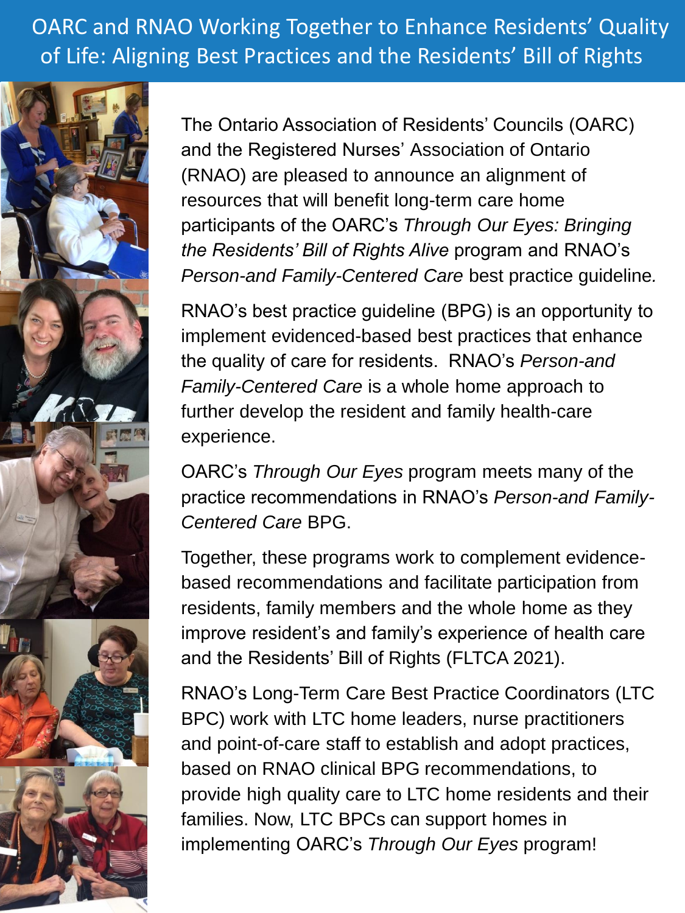# OARC and RNAO Working Together to Enhance Residents' Quality of Life: Aligning Best Practices and the Residents' Bill of Rights

The Ontario Association of Residents' Councils (OARC) and the Registered Nurses' Association of Ontario (RNAO) are pleased to announce an alignment of resources that will benefit long-term care home participants of the OARC's *Through Our Eyes: Bringing the Residents' Bill of Rights Alive* program and RNAO's *Person-and Family-Centered Care* best practice guideline*.*

RNAO's best practice guideline (BPG) is an opportunity to implement evidenced-based best practices that enhance the quality of care for residents. RNAO's *Person-and Family-Centered Care* is a whole home approach to further develop the resident and family health-care experience.

OARC's *Through Our Eyes* program meets many of the practice recommendations in RNAO's *Person-and Family-Centered Care* BPG.

Together, these programs work to complement evidence-based recommendations and facilitate participation from residents, family members and the whole home as they improve resident's and family's experience of health care and the Residents' Bill of Rights (FLTCA 2021).

RNAO's Long-Term Care Best Practice Coordinators (LTC BPC) work with LTC home leaders, nurse practitioners and point-of-care staff to establish and adopt practices, based on RNAO clinical BPG recommendations, to provide high quality care to LTC home residents and their families. Now, LTC BPCs can support homes in implementing OARC's *Through Our Eyes* program!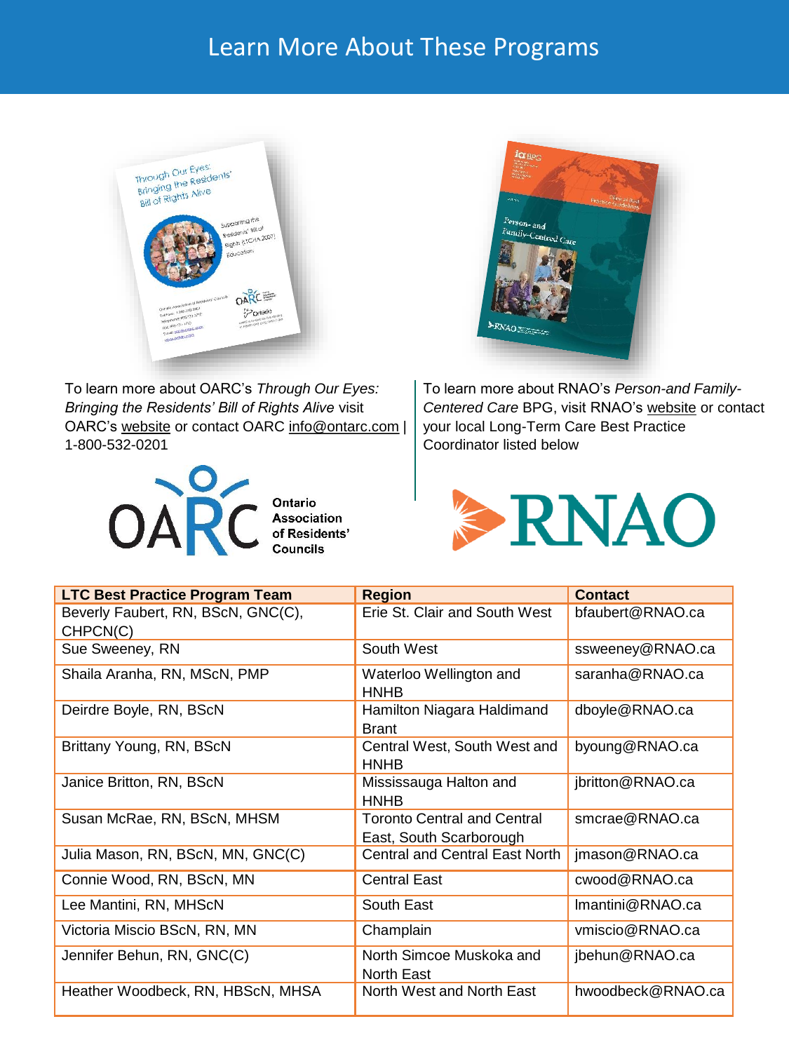# Learn More About These Programs

To learn more about OARC's *Through Our Eyes: Bringing the Residents' Bill of Rights Alive* visit OARC's website or contact OARC info@ontarc.com | 1-800-532-0201

To learn more about RNAO's *Person-and Family-Centered Care* BPG, visit RNAO's website or contact your local Long-Term Care Best Practice Coordinator listed below

| LTC Best Practice Program Team | Region | Contact |
|---|---|---|
| Beverly Faubert, RN, BScN, GNC(C), CHPCN(C) | Erie St. Clair and South West | bfaubert@RNAO.ca |
| Sue Sweeney, RN | South West | ssweeney@RNAO.ca |
| Shaila Aranha, RN, MScN, PMP | Waterloo Wellington and HNHB | saranha@RNAO.ca |
| Deirdre Boyle, RN, BScN | Hamilton Niagara Haldimand Brant | dboyle@RNAO.ca |
| Brittany Young, RN, BScN | Central West, South West and HNHB | byoung@RNAO.ca |
| Janice Britton, RN, BScN | Mississauga Halton and HNHB | jbritton@RNAO.ca |
| Susan McRae, RN, BScN, MHSM | Toronto Central and Central East, South Scarborough | smcrae@RNAO.ca |
| Julia Mason, RN, BScN, MN, GNC(C) | Central and Central East North | jmason@RNAO.ca |
| Connie Wood, RN, BScN, MN | Central East | cwood@RNAO.ca |
| Lee Mantini, RN, MHScN | South East | lmantini@RNAO.ca |
| Victoria Miscio BScN, RN, MN | Champlain | vmiscio@RNAO.ca |
| Jennifer Behun, RN, GNC(C) | North Simcoe Muskoka and North East | jbehun@RNAO.ca |
| Heather Woodbeck, RN, HBScN, MHSA | North West and North East | hwoodbeck@RNAO.ca |